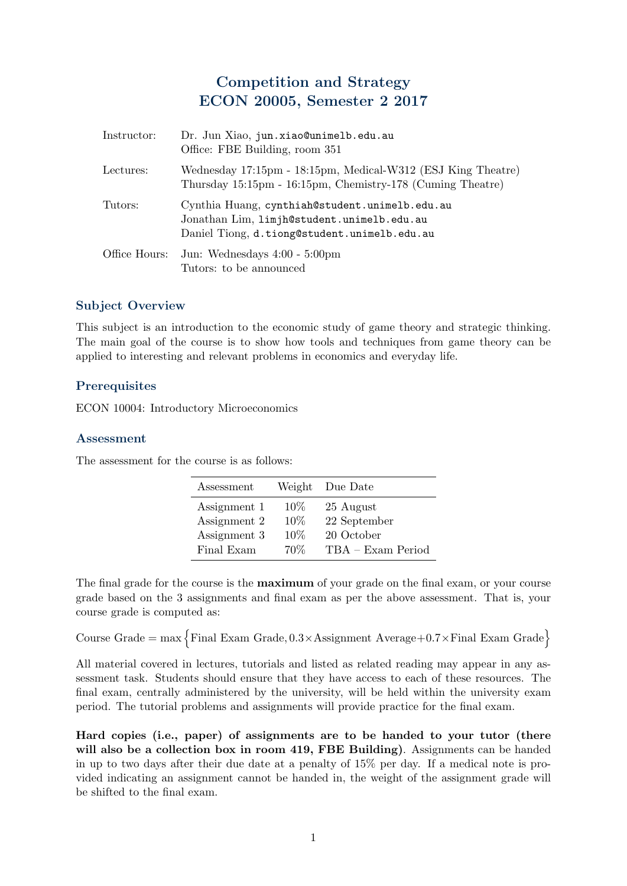# Competition and Strategy
# ECON 20005, Semester 2 2017

| | |
|---|---|
| Instructor: | Dr. Jun Xiao, jun.xiao@unimelb.edu.au<br>Office: FBE Building, room 351 |
| Lectures: | Wednesday 17:15pm - 18:15pm, Medical-W312 (ESJ King Theatre)<br>Thursday 15:15pm - 16:15pm, Chemistry-178 (Cuming Theatre) |
| Tutors: | Cynthia Huang, cynthiah@student.unimelb.edu.au<br>Jonathan Lim, limjh@student.unimelb.edu.au<br>Daniel Tiong, d.tiong@student.unimelb.edu.au |
| Office Hours: | Jun: Wednesdays 4:00 - 5:00pm<br>Tutors: to be announced |

## Subject Overview

This subject is an introduction to the economic study of game theory and strategic thinking. The main goal of the course is to show how tools and techniques from game theory can be applied to interesting and relevant problems in economics and everyday life.

## Prerequisites

ECON 10004: Introductory Microeconomics

## Assessment

The assessment for the course is as follows:

| Assessment | Weight | Due Date |
|---|---|---|
| Assignment 1 | 10% | 25 August |
| Assignment 2 | 10% | 22 September |
| Assignment 3 | 10% | 20 October |
| Final Exam | 70% | TBA – Exam Period |

The final grade for the course is the **maximum** of your grade on the final exam, or your course grade based on the 3 assignments and final exam as per the above assessment. That is, your course grade is computed as:

$$\text{Course Grade} = \max\Big\{\text{Final Exam Grade}, 0.3\times\text{Assignment Average}+0.7\times\text{Final Exam Grade}\Big\}$$

All material covered in lectures, tutorials and listed as related reading may appear in any assessment task. Students should ensure that they have access to each of these resources. The final exam, centrally administered by the university, will be held within the university exam period. The tutorial problems and assignments will provide practice for the final exam.

**Hard copies (i.e., paper) of assignments are to be handed to your tutor (there will also be a collection box in room 419, FBE Building)**. Assignments can be handed in up to two days after their due date at a penalty of 15% per day. If a medical note is provided indicating an assignment cannot be handed in, the weight of the assignment grade will be shifted to the final exam.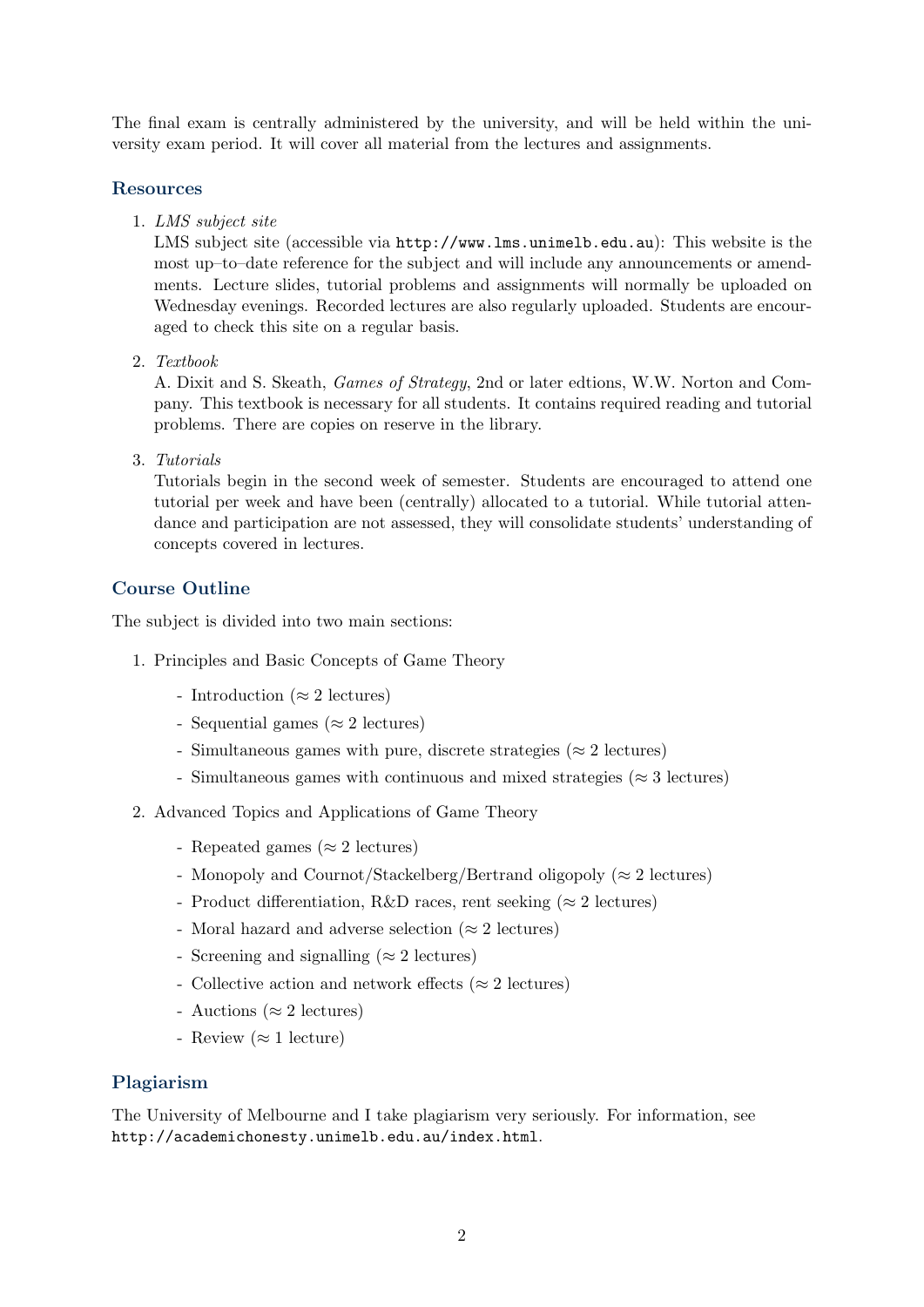The final exam is centrally administered by the university, and will be held within the university exam period. It will cover all material from the lectures and assignments.

## Resources

1. *LMS subject site*
   LMS subject site (accessible via `http://www.lms.unimelb.edu.au`): This website is the most up–to–date reference for the subject and will include any announcements or amendments. Lecture slides, tutorial problems and assignments will normally be uploaded on Wednesday evenings. Recorded lectures are also regularly uploaded. Students are encouraged to check this site on a regular basis.

2. *Textbook*
   A. Dixit and S. Skeath, *Games of Strategy*, 2nd or later edtions, W.W. Norton and Company. This textbook is necessary for all students. It contains required reading and tutorial problems. There are copies on reserve in the library.

3. *Tutorials*
   Tutorials begin in the second week of semester. Students are encouraged to attend one tutorial per week and have been (centrally) allocated to a tutorial. While tutorial attendance and participation are not assessed, they will consolidate students' understanding of concepts covered in lectures.

## Course Outline

The subject is divided into two main sections:

1. Principles and Basic Concepts of Game Theory
   - Introduction ($\approx$ 2 lectures)
   - Sequential games ($\approx$ 2 lectures)
   - Simultaneous games with pure, discrete strategies ($\approx$ 2 lectures)
   - Simultaneous games with continuous and mixed strategies ($\approx$ 3 lectures)

2. Advanced Topics and Applications of Game Theory
   - Repeated games ($\approx$ 2 lectures)
   - Monopoly and Cournot/Stackelberg/Bertrand oligopoly ($\approx$ 2 lectures)
   - Product differentiation, R&D races, rent seeking ($\approx$ 2 lectures)
   - Moral hazard and adverse selection ($\approx$ 2 lectures)
   - Screening and signalling ($\approx$ 2 lectures)
   - Collective action and network effects ($\approx$ 2 lectures)
   - Auctions ($\approx$ 2 lectures)
   - Review ($\approx$ 1 lecture)

## Plagiarism

The University of Melbourne and I take plagiarism very seriously. For information, see `http://academichonesty.unimelb.edu.au/index.html`.